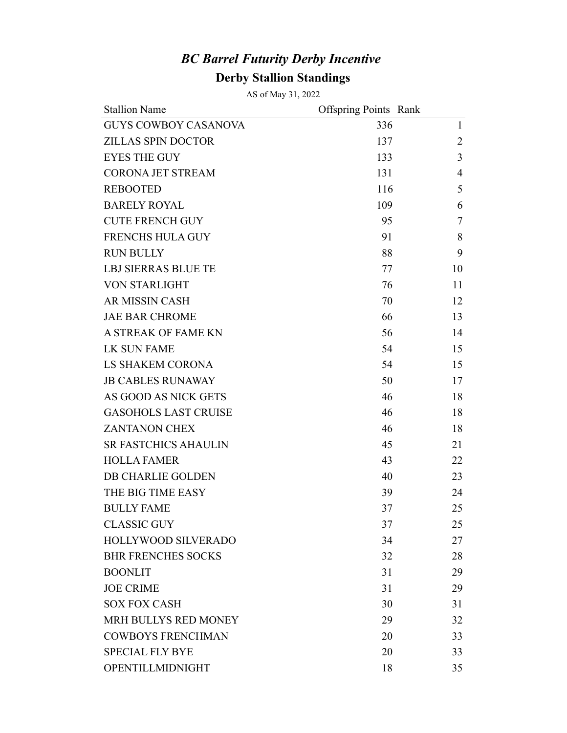# *BC Barrel Futurity Derby Incentive*

## Derby Stallion Standings

AS of May 31, 2022

| Stallion Name | Offspring Points | Rank |
|---|---|---|
| GUYS COWBOY CASANOVA | 336 | 1 |
| ZILLAS SPIN DOCTOR | 137 | 2 |
| EYES THE GUY | 133 | 3 |
| CORONA JET STREAM | 131 | 4 |
| REBOOTED | 116 | 5 |
| BARELY ROYAL | 109 | 6 |
| CUTE FRENCH GUY | 95 | 7 |
| FRENCHS HULA GUY | 91 | 8 |
| RUN BULLY | 88 | 9 |
| LBJ SIERRAS BLUE TE | 77 | 10 |
| VON STARLIGHT | 76 | 11 |
| AR MISSIN CASH | 70 | 12 |
| JAE BAR CHROME | 66 | 13 |
| A STREAK OF FAME KN | 56 | 14 |
| LK SUN FAME | 54 | 15 |
| LS SHAKEM CORONA | 54 | 15 |
| JB CABLES RUNAWAY | 50 | 17 |
| AS GOOD AS NICK GETS | 46 | 18 |
| GASOHOLS LAST CRUISE | 46 | 18 |
| ZANTANON CHEX | 46 | 18 |
| SR FASTCHICS AHAULIN | 45 | 21 |
| HOLLA FAMER | 43 | 22 |
| DB CHARLIE GOLDEN | 40 | 23 |
| THE BIG TIME EASY | 39 | 24 |
| BULLY FAME | 37 | 25 |
| CLASSIC GUY | 37 | 25 |
| HOLLYWOOD SILVERADO | 34 | 27 |
| BHR FRENCHES SOCKS | 32 | 28 |
| BOONLIT | 31 | 29 |
| JOE CRIME | 31 | 29 |
| SOX FOX CASH | 30 | 31 |
| MRH BULLYS RED MONEY | 29 | 32 |
| COWBOYS FRENCHMAN | 20 | 33 |
| SPECIAL FLY BYE | 20 | 33 |
| OPENTILLMIDNIGHT | 18 | 35 |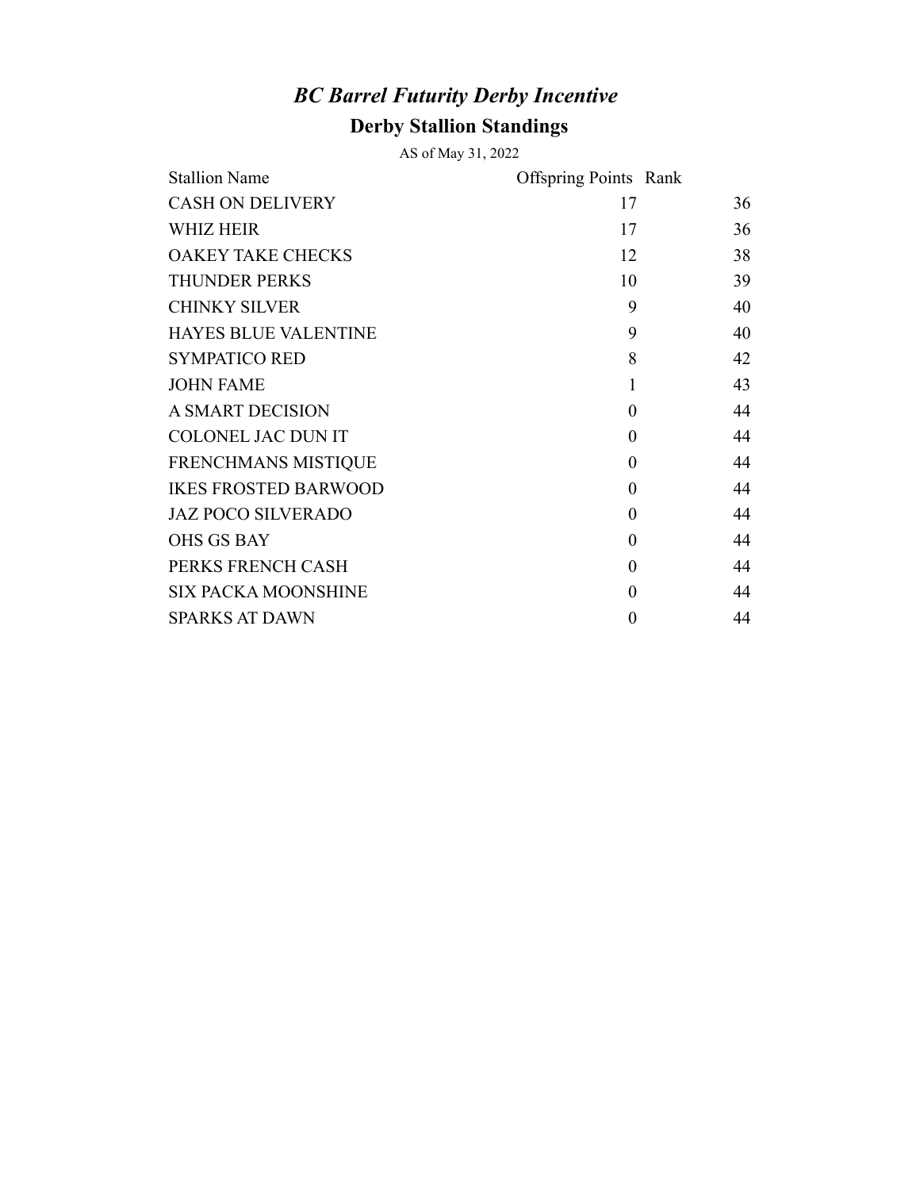# *BC Barrel Futurity Derby Incentive*

## Derby Stallion Standings

AS of May 31, 2022

| Stallion Name | Offspring Points | Rank |
|---|---|---|
| CASH ON DELIVERY | 17 | 36 |
| WHIZ HEIR | 17 | 36 |
| OAKEY TAKE CHECKS | 12 | 38 |
| THUNDER PERKS | 10 | 39 |
| CHINKY SILVER | 9 | 40 |
| HAYES BLUE VALENTINE | 9 | 40 |
| SYMPATICO RED | 8 | 42 |
| JOHN FAME | 1 | 43 |
| A SMART DECISION | 0 | 44 |
| COLONEL JAC DUN IT | 0 | 44 |
| FRENCHMANS MISTIQUE | 0 | 44 |
| IKES FROSTED BARWOOD | 0 | 44 |
| JAZ POCO SILVERADO | 0 | 44 |
| OHS GS BAY | 0 | 44 |
| PERKS FRENCH CASH | 0 | 44 |
| SIX PACKA MOONSHINE | 0 | 44 |
| SPARKS AT DAWN | 0 | 44 |